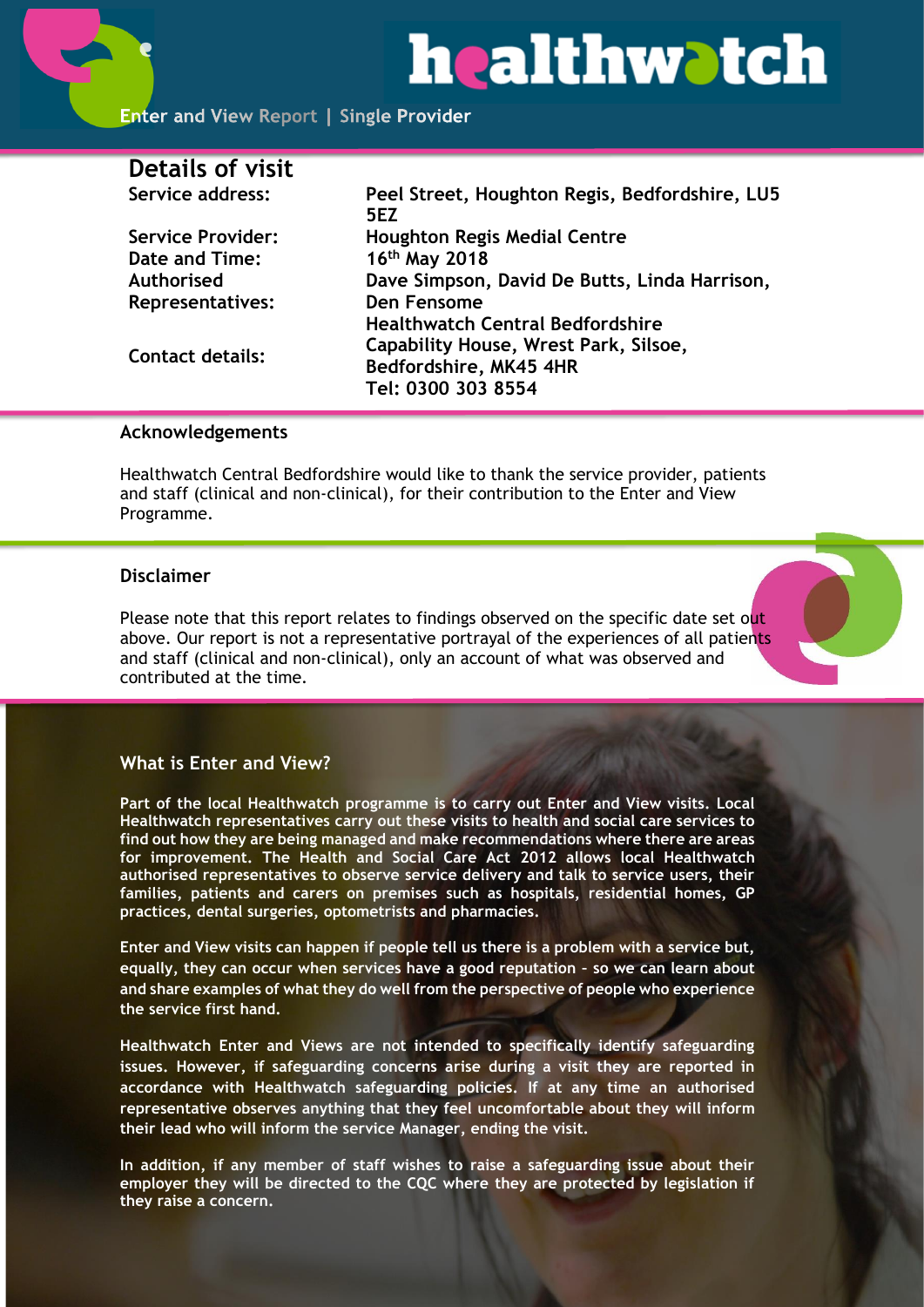# healthwatch

Enter and View Report | Single Provider

## Details of visit

| | |
|---|---|
| Service address: | Peel Street, Houghton Regis, Bedfordshire, LU5 5EZ |
| Service Provider: | Houghton Regis Medial Centre |
| Date and Time: | 16th May 2018 |
| Authorised Representatives: | Dave Simpson, David De Butts, Linda Harrison, Den Fensome |
| Contact details: | Healthwatch Central Bedfordshire<br>Capability House, Wrest Park, Silsoe, Bedfordshire, MK45 4HR<br>Tel: 0300 303 8554 |

### Acknowledgements

Healthwatch Central Bedfordshire would like to thank the service provider, patients and staff (clinical and non-clinical), for their contribution to the Enter and View Programme.

### Disclaimer

Please note that this report relates to findings observed on the specific date set out above. Our report is not a representative portrayal of the experiences of all patients and staff (clinical and non-clinical), only an account of what was observed and contributed at the time.

### What is Enter and View?

**Part of the local Healthwatch programme is to carry out Enter and View visits. Local Healthwatch representatives carry out these visits to health and social care services to find out how they are being managed and make recommendations where there are areas for improvement. The Health and Social Care Act 2012 allows local Healthwatch authorised representatives to observe service delivery and talk to service users, their families, patients and carers on premises such as hospitals, residential homes, GP practices, dental surgeries, optometrists and pharmacies.**

**Enter and View visits can happen if people tell us there is a problem with a service but, equally, they can occur when services have a good reputation - so we can learn about and share examples of what they do well from the perspective of people who experience the service first hand.**

**Healthwatch Enter and Views are not intended to specifically identify safeguarding issues. However, if safeguarding concerns arise during a visit they are reported in accordance with Healthwatch safeguarding policies. If at any time an authorised representative observes anything that they feel uncomfortable about they will inform their lead who will inform the service Manager, ending the visit.**

**In addition, if any member of staff wishes to raise a safeguarding issue about their employer they will be directed to the CQC where they are protected by legislation if they raise a concern.**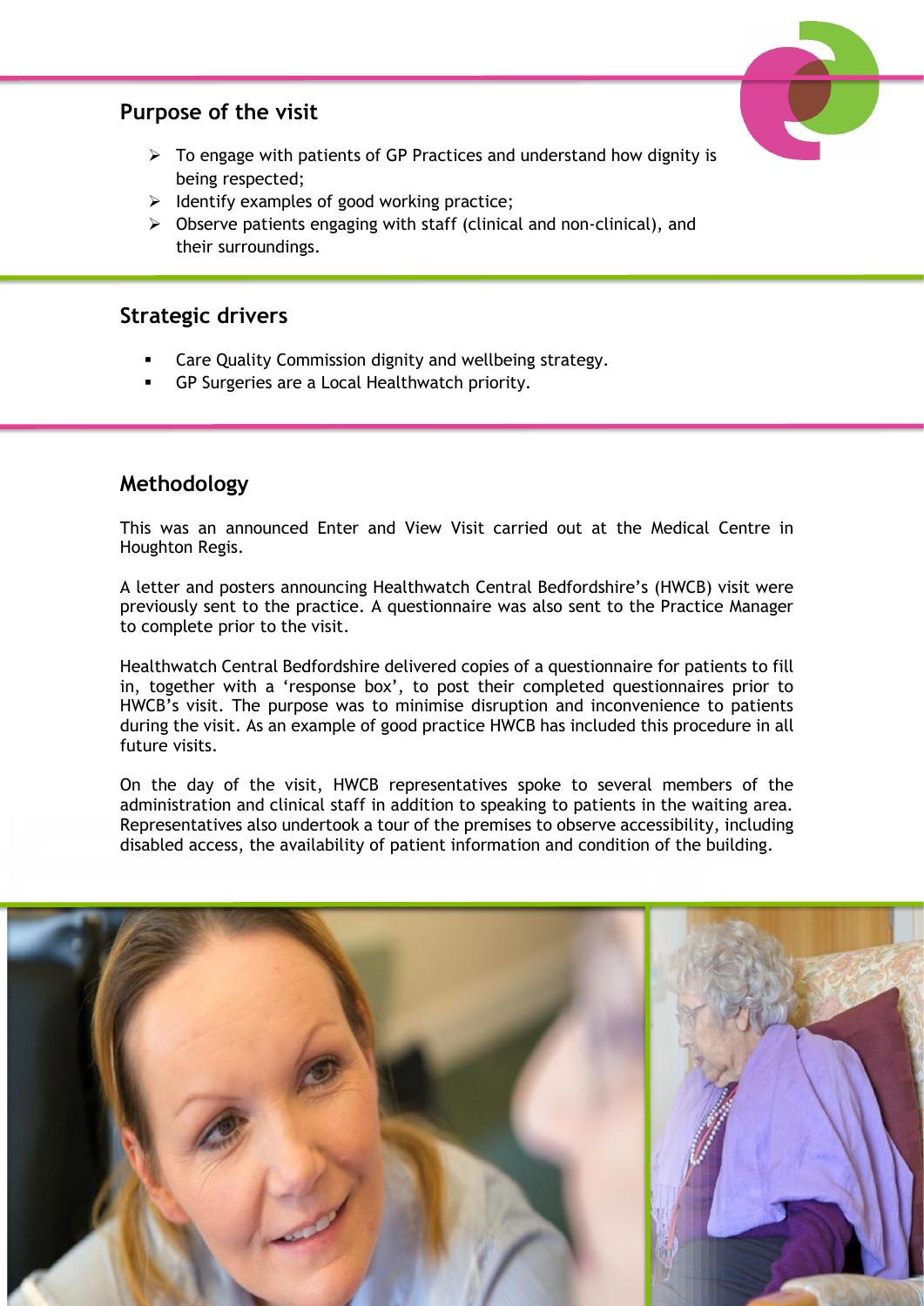## Purpose of the visit

- To engage with patients of GP Practices and understand how dignity is being respected;
- Identify examples of good working practice;
- Observe patients engaging with staff (clinical and non-clinical), and their surroundings.

## Strategic drivers

- Care Quality Commission dignity and wellbeing strategy.
- GP Surgeries are a Local Healthwatch priority.

## Methodology

This was an announced Enter and View Visit carried out at the Medical Centre in Houghton Regis.

A letter and posters announcing Healthwatch Central Bedfordshire's (HWCB) visit were previously sent to the practice. A questionnaire was also sent to the Practice Manager to complete prior to the visit.

Healthwatch Central Bedfordshire delivered copies of a questionnaire for patients to fill in, together with a 'response box', to post their completed questionnaires prior to HWCB's visit. The purpose was to minimise disruption and inconvenience to patients during the visit. As an example of good practice HWCB has included this procedure in all future visits.

On the day of the visit, HWCB representatives spoke to several members of the administration and clinical staff in addition to speaking to patients in the waiting area. Representatives also undertook a tour of the premises to observe accessibility, including disabled access, the availability of patient information and condition of the building.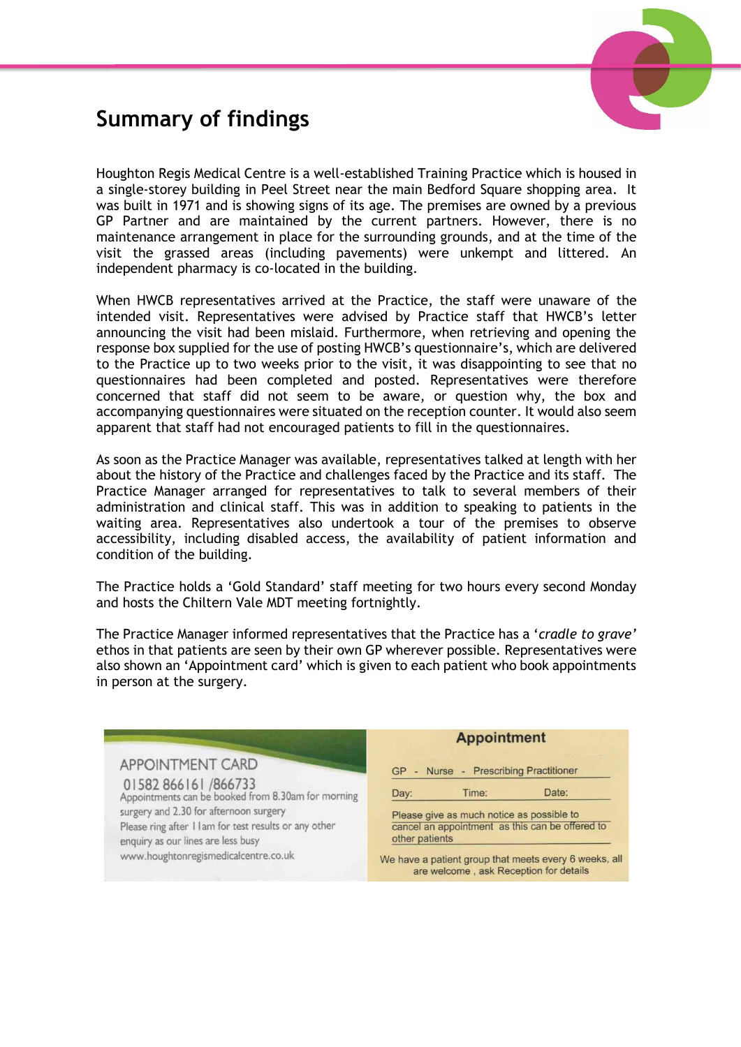# Summary of findings

Houghton Regis Medical Centre is a well-established Training Practice which is housed in a single-storey building in Peel Street near the main Bedford Square shopping area. It was built in 1971 and is showing signs of its age. The premises are owned by a previous GP Partner and are maintained by the current partners. However, there is no maintenance arrangement in place for the surrounding grounds, and at the time of the visit the grassed areas (including pavements) were unkempt and littered. An independent pharmacy is co-located in the building.

When HWCB representatives arrived at the Practice, the staff were unaware of the intended visit. Representatives were advised by Practice staff that HWCB's letter announcing the visit had been mislaid. Furthermore, when retrieving and opening the response box supplied for the use of posting HWCB's questionnaire's, which are delivered to the Practice up to two weeks prior to the visit, it was disappointing to see that no questionnaires had been completed and posted. Representatives were therefore concerned that staff did not seem to be aware, or question why, the box and accompanying questionnaires were situated on the reception counter. It would also seem apparent that staff had not encouraged patients to fill in the questionnaires.

As soon as the Practice Manager was available, representatives talked at length with her about the history of the Practice and challenges faced by the Practice and its staff. The Practice Manager arranged for representatives to talk to several members of their administration and clinical staff. This was in addition to speaking to patients in the waiting area. Representatives also undertook a tour of the premises to observe accessibility, including disabled access, the availability of patient information and condition of the building.

The Practice holds a 'Gold Standard' staff meeting for two hours every second Monday and hosts the Chiltern Vale MDT meeting fortnightly.

The Practice Manager informed representatives that the Practice has a '*cradle to grave'* ethos in that patients are seen by their own GP wherever possible. Representatives were also shown an 'Appointment card' which is given to each patient who book appointments in person at the surgery.

APPOINTMENT CARD

01582 866161 /866733

Appointments can be booked from 8.30am for morning surgery and 2.30 for afternoon surgery

Please ring after 11am for test results or any other enquiry as our lines are less busy

www.houghtonregismedicalcentre.co.uk

**Appointment**

GP - Nurse - Prescribing Practitioner

Day: Time: Date:

Please give as much notice as possible to cancel an appointment as this can be offered to other patients

We have a patient group that meets every 6 weeks, all are welcome , ask Reception for details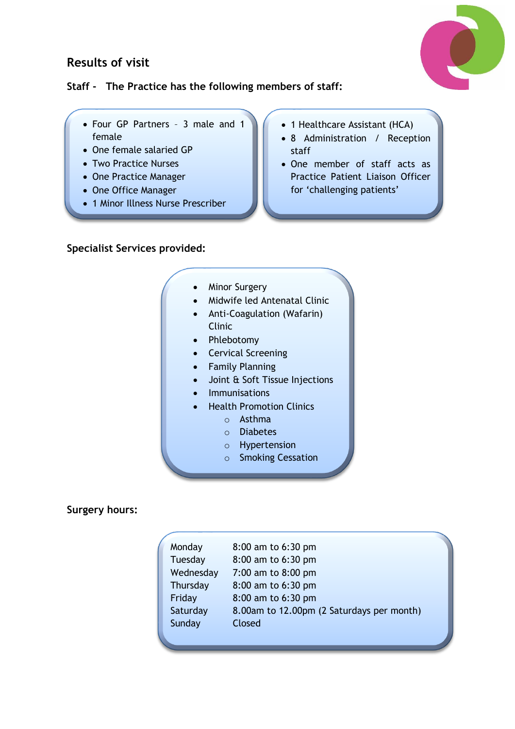## Results of visit

### Staff - The Practice has the following members of staff:

- Four GP Partners – 3 male and 1 female
- One female salaried GP
- Two Practice Nurses
- One Practice Manager
- One Office Manager
- 1 Minor Illness Nurse Prescriber

- 1 Healthcare Assistant (HCA)
- 8 Administration / Reception staff
- One member of staff acts as Practice Patient Liaison Officer for 'challenging patients'

### Specialist Services provided:

- Minor Surgery
- Midwife led Antenatal Clinic
- Anti-Coagulation (Wafarin) Clinic
- Phlebotomy
- Cervical Screening
- Family Planning
- Joint & Soft Tissue Injections
- Immunisations
- Health Promotion Clinics
  - Asthma
  - Diabetes
  - Hypertension
  - Smoking Cessation

### Surgery hours:

| Day | Hours |
|---|---|
| Monday | 8:00 am to 6:30 pm |
| Tuesday | 8:00 am to 6:30 pm |
| Wednesday | 7:00 am to 8:00 pm |
| Thursday | 8:00 am to 6:30 pm |
| Friday | 8:00 am to 6:30 pm |
| Saturday | 8.00am to 12.00pm (2 Saturdays per month) |
| Sunday | Closed |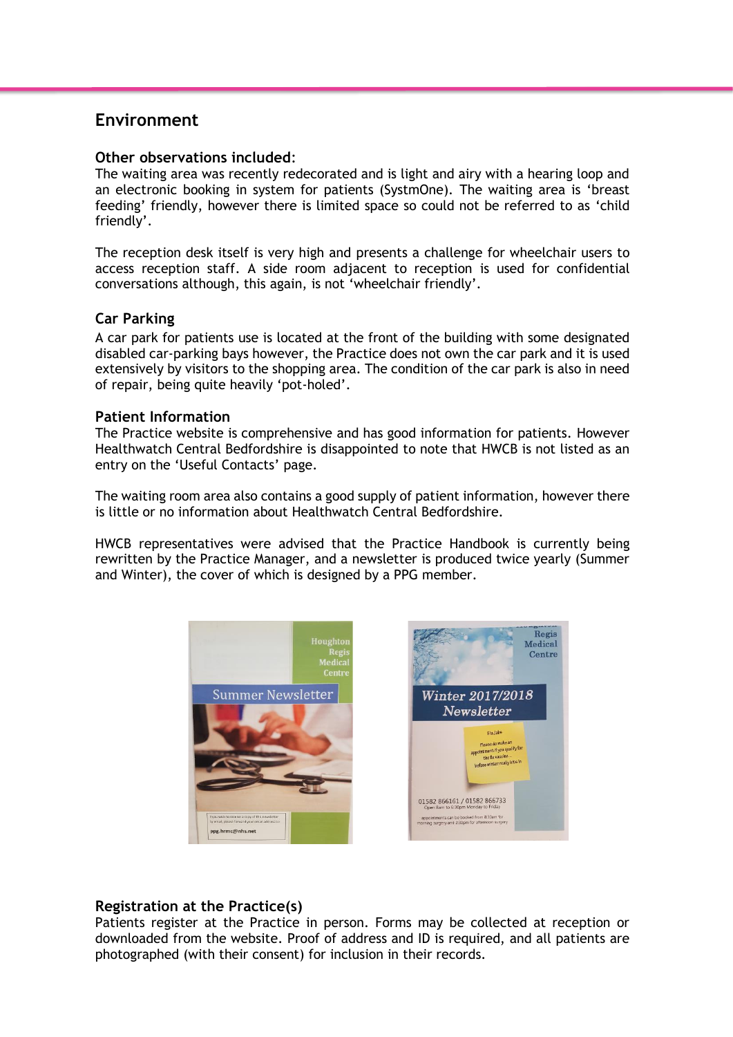## Environment

**Other observations included**:
The waiting area was recently redecorated and is light and airy with a hearing loop and an electronic booking in system for patients (SystmOne). The waiting area is 'breast feeding' friendly, however there is limited space so could not be referred to as 'child friendly'.

The reception desk itself is very high and presents a challenge for wheelchair users to access reception staff. A side room adjacent to reception is used for confidential conversations although, this again, is not 'wheelchair friendly'.

### Car Parking

A car park for patients use is located at the front of the building with some designated disabled car-parking bays however, the Practice does not own the car park and it is used extensively by visitors to the shopping area. The condition of the car park is also in need of repair, being quite heavily 'pot-holed'.

### Patient Information

The Practice website is comprehensive and has good information for patients. However Healthwatch Central Bedfordshire is disappointed to note that HWCB is not listed as an entry on the 'Useful Contacts' page.

The waiting room area also contains a good supply of patient information, however there is little or no information about Healthwatch Central Bedfordshire.

HWCB representatives were advised that the Practice Handbook is currently being rewritten by the Practice Manager, and a newsletter is produced twice yearly (Summer and Winter), the cover of which is designed by a PPG member.

### Registration at the Practice(s)

Patients register at the Practice in person. Forms may be collected at reception or downloaded from the website. Proof of address and ID is required, and all patients are photographed (with their consent) for inclusion in their records.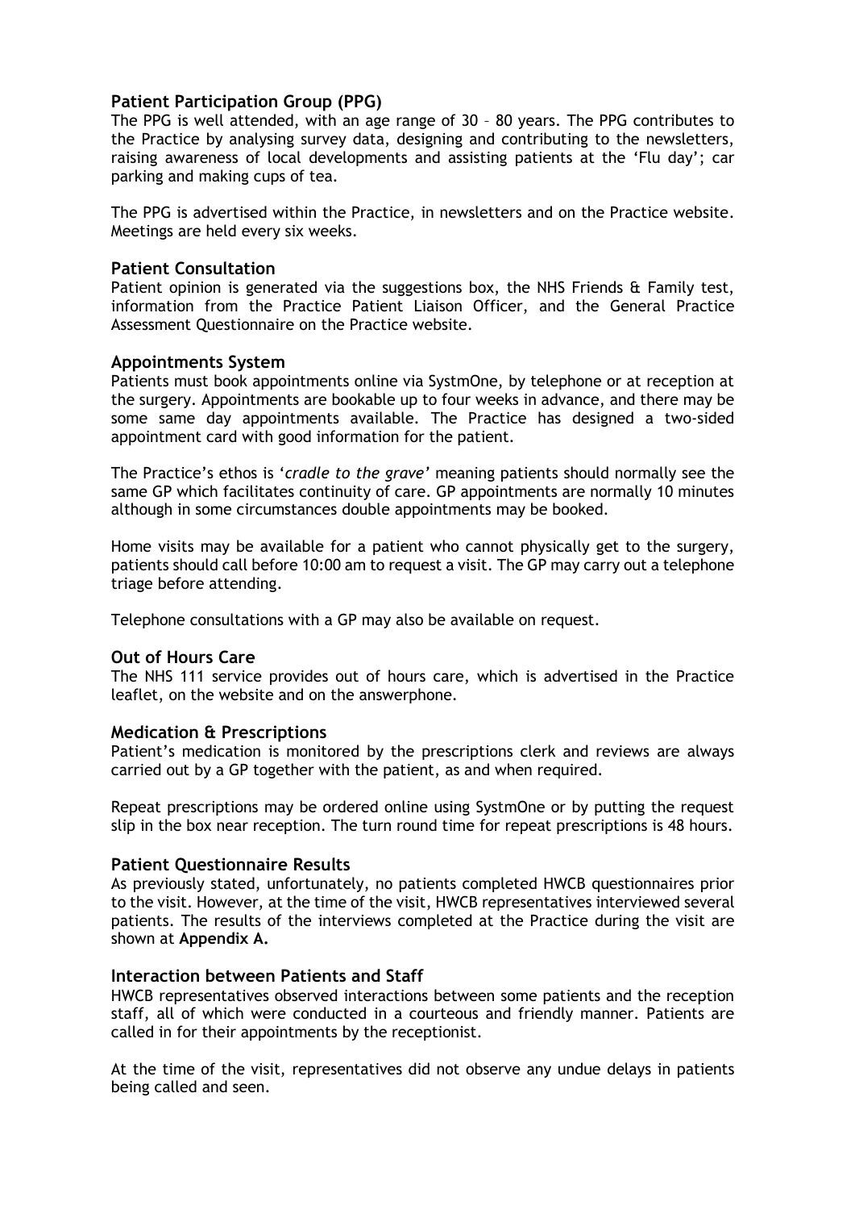### Patient Participation Group (PPG)

The PPG is well attended, with an age range of 30 – 80 years. The PPG contributes to the Practice by analysing survey data, designing and contributing to the newsletters, raising awareness of local developments and assisting patients at the 'Flu day'; car parking and making cups of tea.

The PPG is advertised within the Practice, in newsletters and on the Practice website. Meetings are held every six weeks.

### Patient Consultation

Patient opinion is generated via the suggestions box, the NHS Friends & Family test, information from the Practice Patient Liaison Officer, and the General Practice Assessment Questionnaire on the Practice website.

### Appointments System

Patients must book appointments online via SystmOne, by telephone or at reception at the surgery. Appointments are bookable up to four weeks in advance, and there may be some same day appointments available. The Practice has designed a two-sided appointment card with good information for the patient.

The Practice's ethos is '*cradle to the grave*' meaning patients should normally see the same GP which facilitates continuity of care. GP appointments are normally 10 minutes although in some circumstances double appointments may be booked.

Home visits may be available for a patient who cannot physically get to the surgery, patients should call before 10:00 am to request a visit. The GP may carry out a telephone triage before attending.

Telephone consultations with a GP may also be available on request.

### Out of Hours Care

The NHS 111 service provides out of hours care, which is advertised in the Practice leaflet, on the website and on the answerphone.

### Medication & Prescriptions

Patient's medication is monitored by the prescriptions clerk and reviews are always carried out by a GP together with the patient, as and when required.

Repeat prescriptions may be ordered online using SystmOne or by putting the request slip in the box near reception. The turn round time for repeat prescriptions is 48 hours.

### Patient Questionnaire Results

As previously stated, unfortunately, no patients completed HWCB questionnaires prior to the visit. However, at the time of the visit, HWCB representatives interviewed several patients. The results of the interviews completed at the Practice during the visit are shown at **Appendix A.**

### Interaction between Patients and Staff

HWCB representatives observed interactions between some patients and the reception staff, all of which were conducted in a courteous and friendly manner. Patients are called in for their appointments by the receptionist.

At the time of the visit, representatives did not observe any undue delays in patients being called and seen.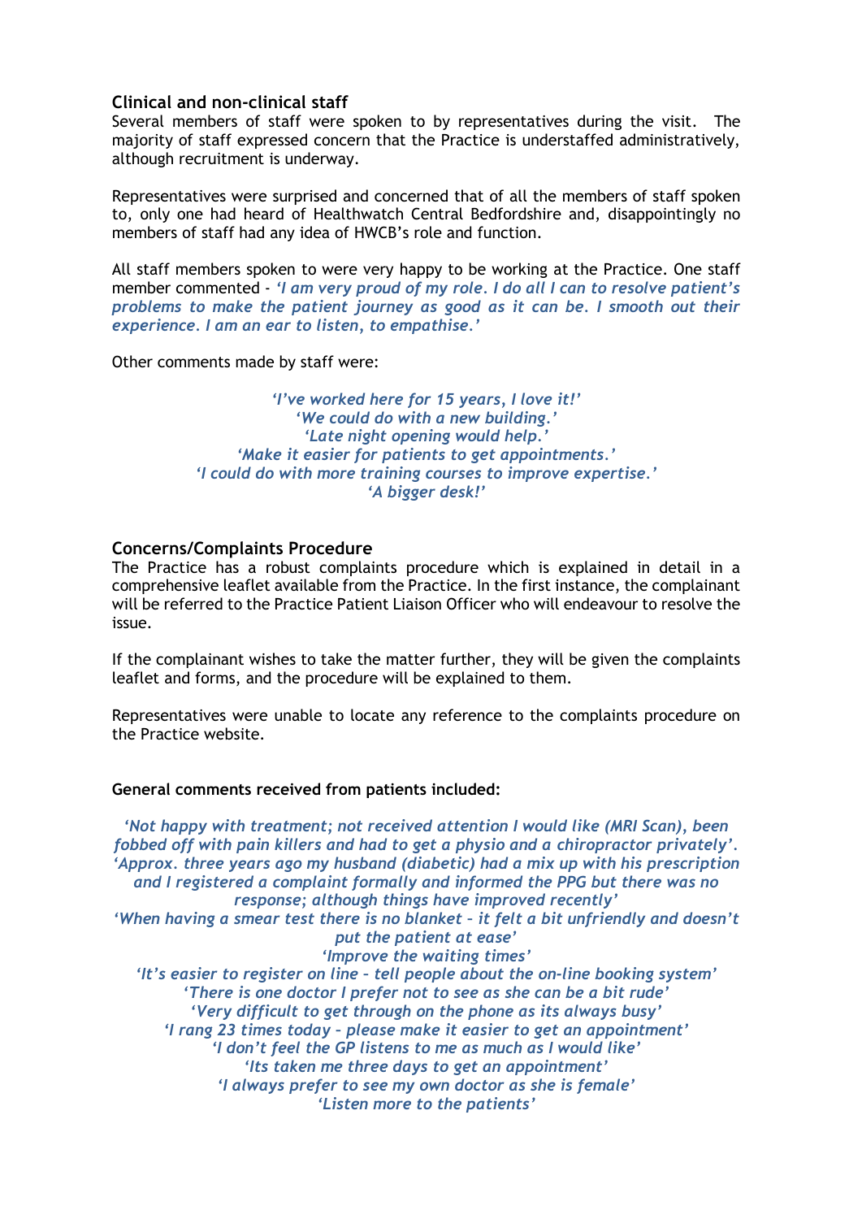### Clinical and non-clinical staff

Several members of staff were spoken to by representatives during the visit. The majority of staff expressed concern that the Practice is understaffed administratively, although recruitment is underway.

Representatives were surprised and concerned that of all the members of staff spoken to, only one had heard of Healthwatch Central Bedfordshire and, disappointingly no members of staff had any idea of HWCB's role and function.

All staff members spoken to were very happy to be working at the Practice. One staff member commented - ***'I am very proud of my role. I do all I can to resolve patient's problems to make the patient journey as good as it can be. I smooth out their experience. I am an ear to listen, to empathise.'***

Other comments made by staff were:

***'I've worked here for 15 years, I love it!'***
***'We could do with a new building.'***
***'Late night opening would help.'***
***'Make it easier for patients to get appointments.'***
***'I could do with more training courses to improve expertise.'***
***'A bigger desk!'***

### Concerns/Complaints Procedure

The Practice has a robust complaints procedure which is explained in detail in a comprehensive leaflet available from the Practice. In the first instance, the complainant will be referred to the Practice Patient Liaison Officer who will endeavour to resolve the issue.

If the complainant wishes to take the matter further, they will be given the complaints leaflet and forms, and the procedure will be explained to them.

Representatives were unable to locate any reference to the complaints procedure on the Practice website.

**General comments received from patients included:**

***'Not happy with treatment; not received attention I would like (MRI Scan), been fobbed off with pain killers and had to get a physio and a chiropractor privately'.***
***'Approx. three years ago my husband (diabetic) had a mix up with his prescription and I registered a complaint formally and informed the PPG but there was no response; although things have improved recently'***
***'When having a smear test there is no blanket – it felt a bit unfriendly and doesn't put the patient at ease'***
***'Improve the waiting times'***
***'It's easier to register on line – tell people about the on-line booking system'***
***'There is one doctor I prefer not to see as she can be a bit rude'***
***'Very difficult to get through on the phone as its always busy'***
***'I rang 23 times today – please make it easier to get an appointment'***
***'I don't feel the GP listens to me as much as I would like'***
***'Its taken me three days to get an appointment'***
***'I always prefer to see my own doctor as she is female'***
***'Listen more to the patients'***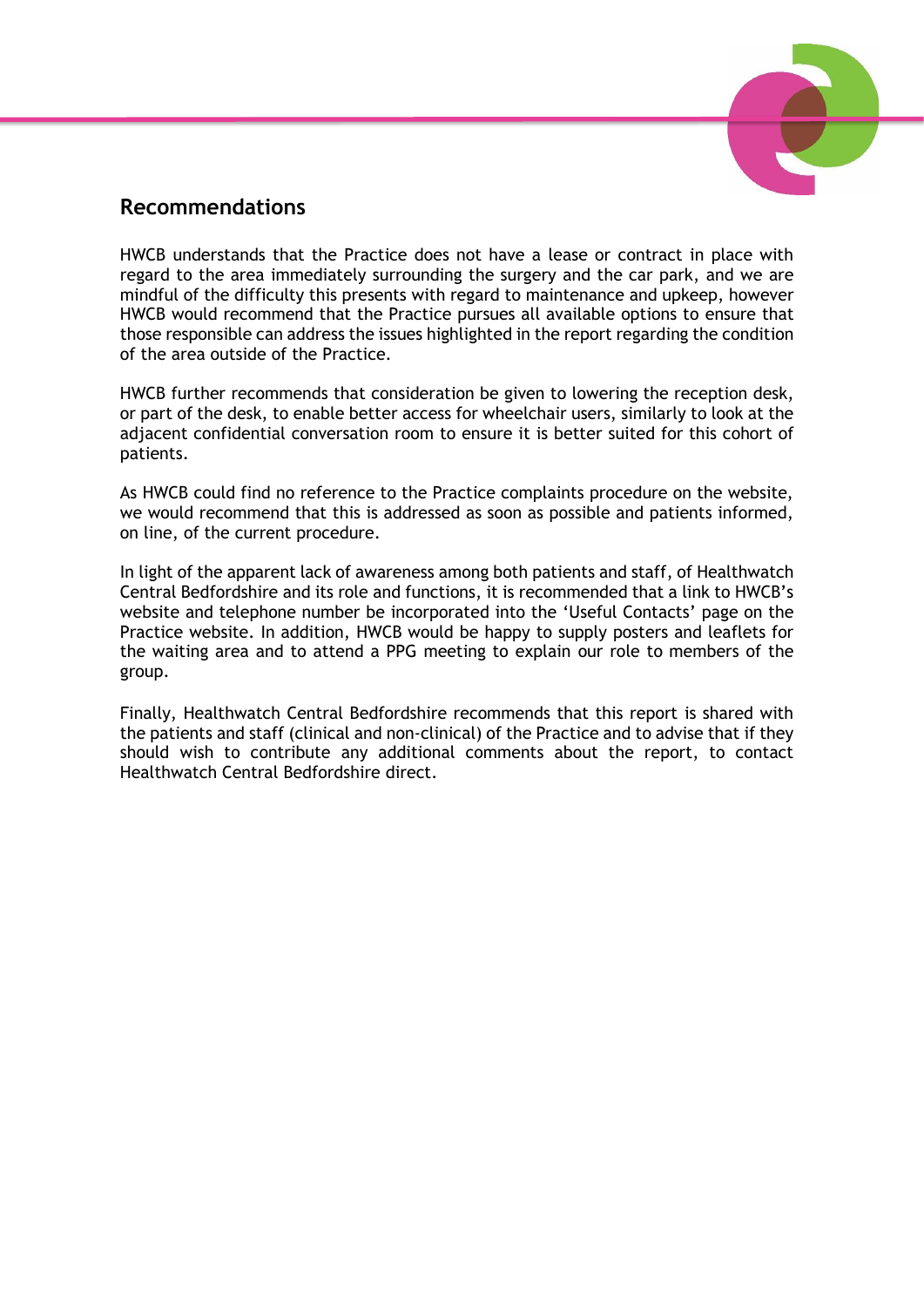## Recommendations

HWCB understands that the Practice does not have a lease or contract in place with regard to the area immediately surrounding the surgery and the car park, and we are mindful of the difficulty this presents with regard to maintenance and upkeep, however HWCB would recommend that the Practice pursues all available options to ensure that those responsible can address the issues highlighted in the report regarding the condition of the area outside of the Practice.

HWCB further recommends that consideration be given to lowering the reception desk, or part of the desk, to enable better access for wheelchair users, similarly to look at the adjacent confidential conversation room to ensure it is better suited for this cohort of patients.

As HWCB could find no reference to the Practice complaints procedure on the website, we would recommend that this is addressed as soon as possible and patients informed, on line, of the current procedure.

In light of the apparent lack of awareness among both patients and staff, of Healthwatch Central Bedfordshire and its role and functions, it is recommended that a link to HWCB's website and telephone number be incorporated into the 'Useful Contacts' page on the Practice website. In addition, HWCB would be happy to supply posters and leaflets for the waiting area and to attend a PPG meeting to explain our role to members of the group.

Finally, Healthwatch Central Bedfordshire recommends that this report is shared with the patients and staff (clinical and non-clinical) of the Practice and to advise that if they should wish to contribute any additional comments about the report, to contact Healthwatch Central Bedfordshire direct.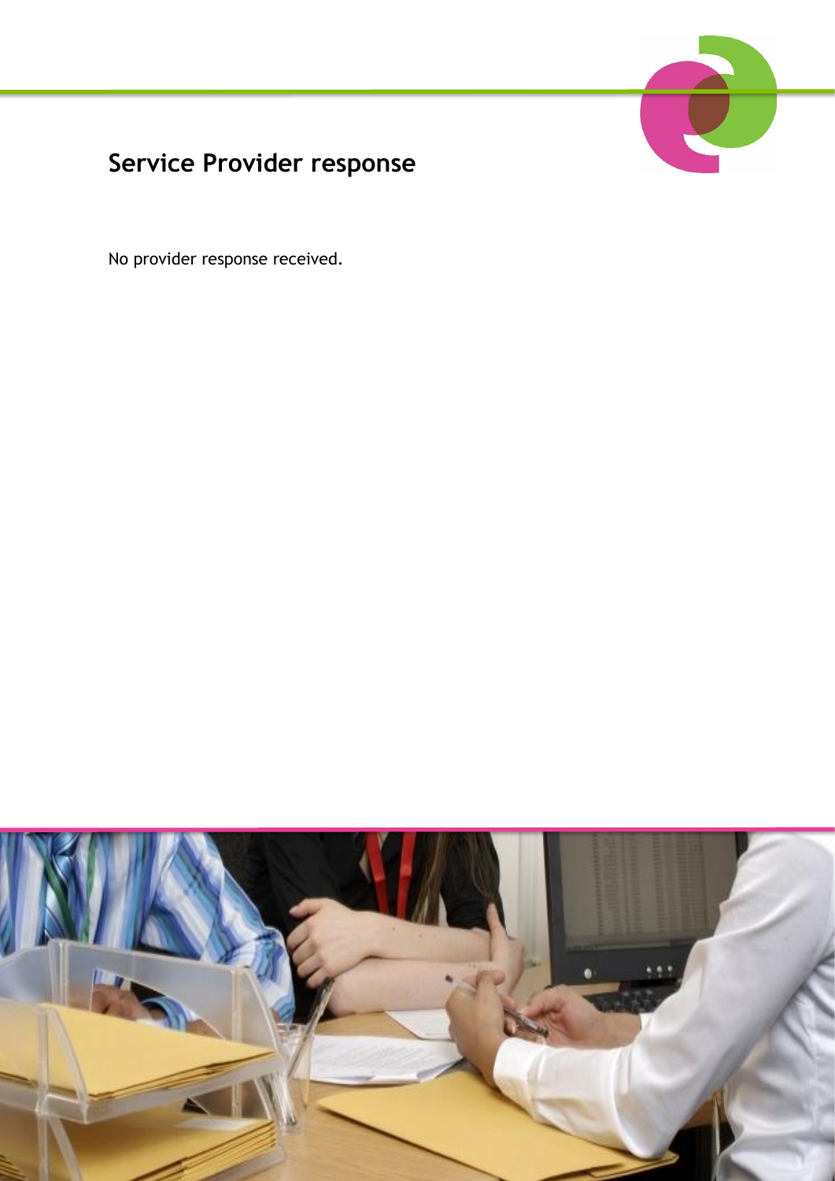# Service Provider response

No provider response received.